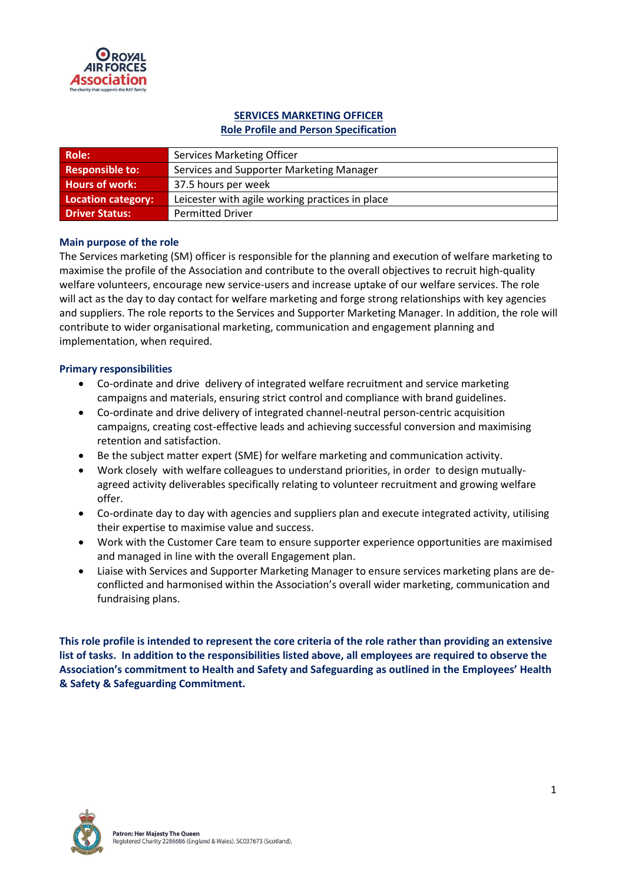# SERVICES MARKETING OFFICER
## Role Profile and Person Specification

| Role: | Services Marketing Officer |
|---|---|
| Responsible to: | Services and Supporter Marketing Manager |
| Hours of work: | 37.5 hours per week |
| Location category: | Leicester with agile working practices in place |
| Driver Status: | Permitted Driver |

### Main purpose of the role

The Services marketing (SM) officer is responsible for the planning and execution of welfare marketing to maximise the profile of the Association and contribute to the overall objectives to recruit high-quality welfare volunteers, encourage new service-users and increase uptake of our welfare services. The role will act as the day to day contact for welfare marketing and forge strong relationships with key agencies and suppliers. The role reports to the Services and Supporter Marketing Manager. In addition, the role will contribute to wider organisational marketing, communication and engagement planning and implementation, when required.

### Primary responsibilities

- Co-ordinate and drive delivery of integrated welfare recruitment and service marketing campaigns and materials, ensuring strict control and compliance with brand guidelines.
- Co-ordinate and drive delivery of integrated channel-neutral person-centric acquisition campaigns, creating cost-effective leads and achieving successful conversion and maximising retention and satisfaction.
- Be the subject matter expert (SME) for welfare marketing and communication activity.
- Work closely with welfare colleagues to understand priorities, in order to design mutually-agreed activity deliverables specifically relating to volunteer recruitment and growing welfare offer.
- Co-ordinate day to day with agencies and suppliers plan and execute integrated activity, utilising their expertise to maximise value and success.
- Work with the Customer Care team to ensure supporter experience opportunities are maximised and managed in line with the overall Engagement plan.
- Liaise with Services and Supporter Marketing Manager to ensure services marketing plans are de-conflicted and harmonised within the Association's overall wider marketing, communication and fundraising plans.

**This role profile is intended to represent the core criteria of the role rather than providing an extensive list of tasks. In addition to the responsibilities listed above, all employees are required to observe the Association's commitment to Health and Safety and Safeguarding as outlined in the Employees' Health & Safety & Safeguarding Commitment.**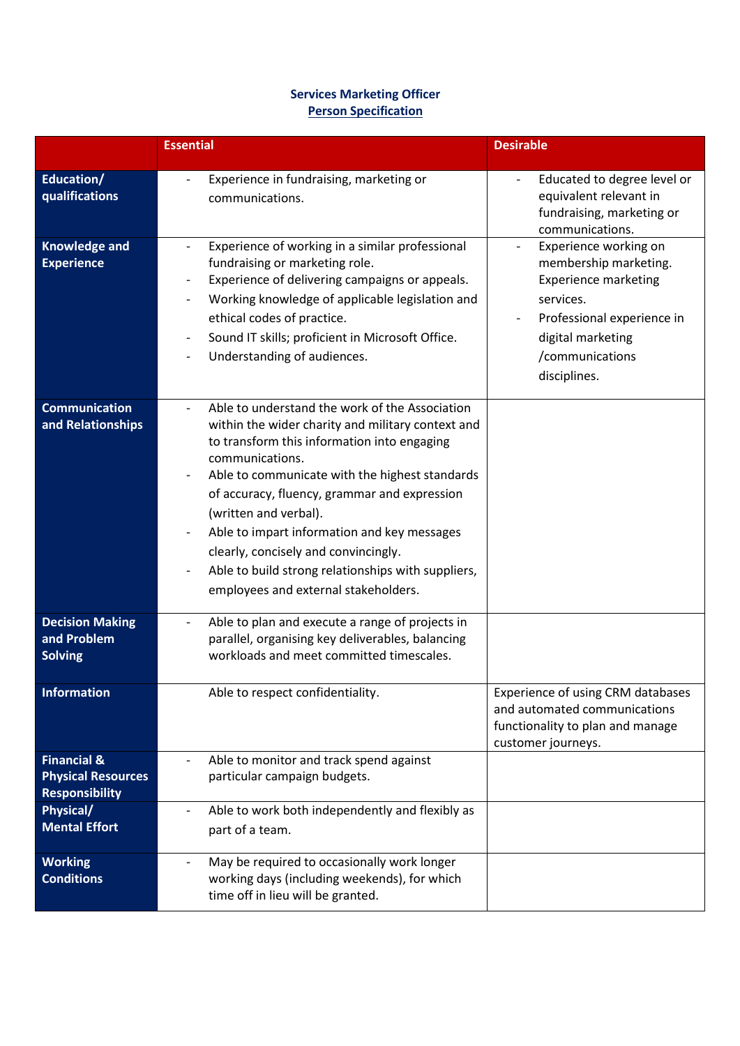**Services Marketing Officer**
**Person Specification**

| | Essential | Desirable |
|---|---|---|
| **Education/ qualifications** | - Experience in fundraising, marketing or communications. | - Educated to degree level or equivalent relevant in fundraising, marketing or communications. |
| **Knowledge and Experience** | - Experience of working in a similar professional fundraising or marketing role.<br>- Experience of delivering campaigns or appeals.<br>- Working knowledge of applicable legislation and ethical codes of practice.<br>- Sound IT skills; proficient in Microsoft Office.<br>- Understanding of audiences. | - Experience working on membership marketing. Experience marketing services.<br>- Professional experience in digital marketing /communications disciplines. |
| **Communication and Relationships** | - Able to understand the work of the Association within the wider charity and military context and to transform this information into engaging communications.<br>- Able to communicate with the highest standards of accuracy, fluency, grammar and expression (written and verbal).<br>- Able to impart information and key messages clearly, concisely and convincingly.<br>- Able to build strong relationships with suppliers, employees and external stakeholders. | |
| **Decision Making and Problem Solving** | - Able to plan and execute a range of projects in parallel, organising key deliverables, balancing workloads and meet committed timescales. | |
| **Information** | Able to respect confidentiality. | Experience of using CRM databases and automated communications functionality to plan and manage customer journeys. |
| **Financial & Physical Resources Responsibility** | - Able to monitor and track spend against particular campaign budgets. | |
| **Physical/ Mental Effort** | - Able to work both independently and flexibly as part of a team. | |
| **Working Conditions** | - May be required to occasionally work longer working days (including weekends), for which time off in lieu will be granted. | |